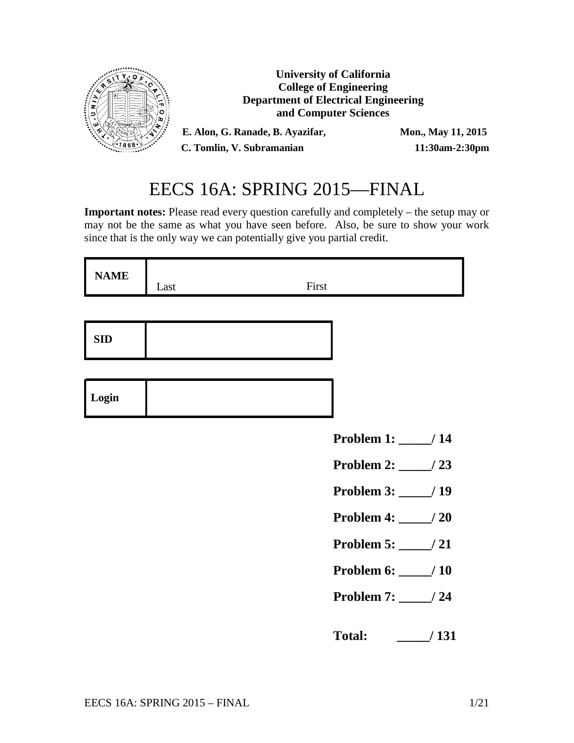**University of California**
**College of Engineering**
**Department of Electrical Engineering and Computer Sciences**

**E. Alon, G. Ranade, B. Ayazifar, C. Tomlin, V. Subramanian**

**Mon., May 11, 2015**
**11:30am-2:30pm**

# EECS 16A: SPRING 2015—FINAL

**Important notes:** Please read every question carefully and completely – the setup may or may not be the same as what you have seen before. Also, be sure to show your work since that is the only way we can potentially give you partial credit.

| **NAME** | Last First |
|---|---|

| **SID** | |
|---|---|

| **Login** | |
|---|---|

**Problem 1: \_\_\_\_\_/ 14**

**Problem 2: \_\_\_\_\_/ 23**

**Problem 3: \_\_\_\_\_/ 19**

**Problem 4: \_\_\_\_\_/ 20**

**Problem 5: \_\_\_\_\_/ 21**

**Problem 6: \_\_\_\_\_/ 10**

**Problem 7: \_\_\_\_\_/ 24**

**Total: \_\_\_\_\_/ 131**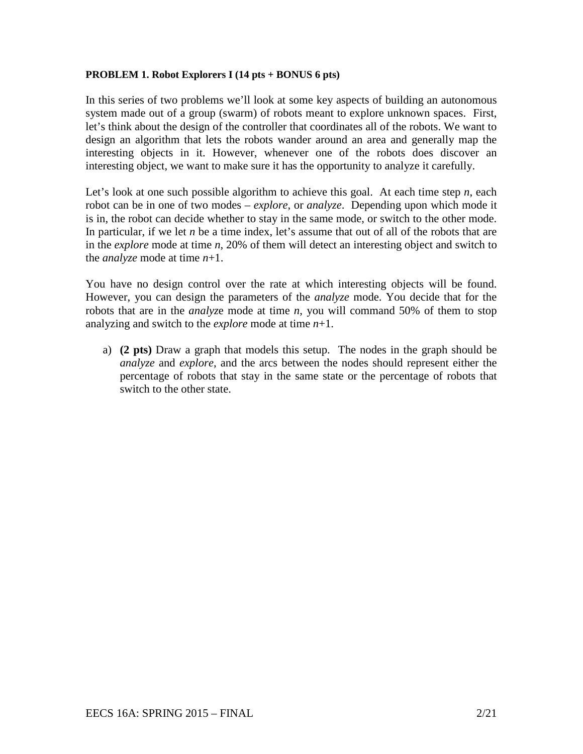**PROBLEM 1. Robot Explorers I (14 pts + BONUS 6 pts)**

In this series of two problems we'll look at some key aspects of building an autonomous system made out of a group (swarm) of robots meant to explore unknown spaces. First, let's think about the design of the controller that coordinates all of the robots. We want to design an algorithm that lets the robots wander around an area and generally map the interesting objects in it. However, whenever one of the robots does discover an interesting object, we want to make sure it has the opportunity to analyze it carefully.

Let's look at one such possible algorithm to achieve this goal. At each time step $n$, each robot can be in one of two modes – *explore*, or *analyze*. Depending upon which mode it is in, the robot can decide whether to stay in the same mode, or switch to the other mode. In particular, if we let $n$ be a time index, let's assume that out of all of the robots that are in the *explore* mode at time $n$, 20% of them will detect an interesting object and switch to the *analyze* mode at time $n$+1.

You have no design control over the rate at which interesting objects will be found. However, you can design the parameters of the *analyze* mode. You decide that for the robots that are in the *analyze* mode at time $n$, you will command 50% of them to stop analyzing and switch to the *explore* mode at time $n$+1.

a) **(2 pts)** Draw a graph that models this setup. The nodes in the graph should be *analyze* and *explore*, and the arcs between the nodes should represent either the percentage of robots that stay in the same state or the percentage of robots that switch to the other state.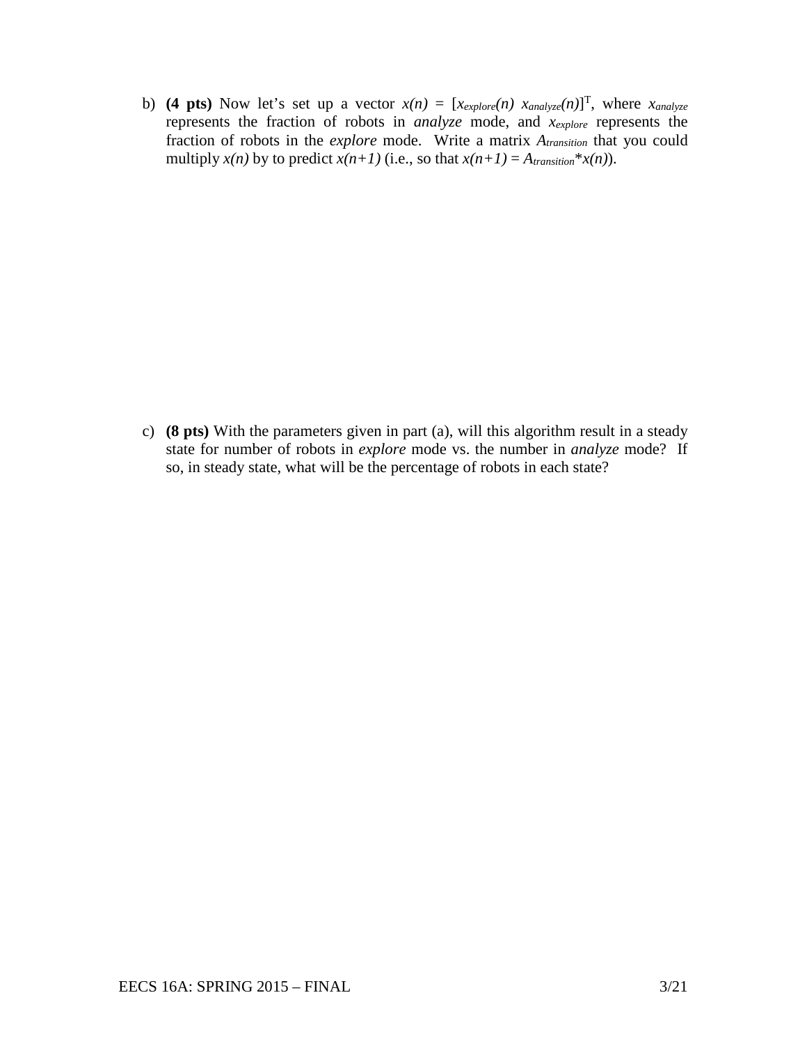b) **(4 pts)** Now let's set up a vector $x(n) = [x_{explore}(n)\ x_{analyze}(n)]^T$, where $x_{analyze}$ represents the fraction of robots in *analyze* mode, and $x_{explore}$ represents the fraction of robots in the *explore* mode. Write a matrix $A_{transition}$ that you could multiply $x(n)$ by to predict $x(n+1)$ (i.e., so that $x(n+1) = A_{transition}*x(n)$).

c) **(8 pts)** With the parameters given in part (a), will this algorithm result in a steady state for number of robots in *explore* mode vs. the number in *analyze* mode? If so, in steady state, what will be the percentage of robots in each state?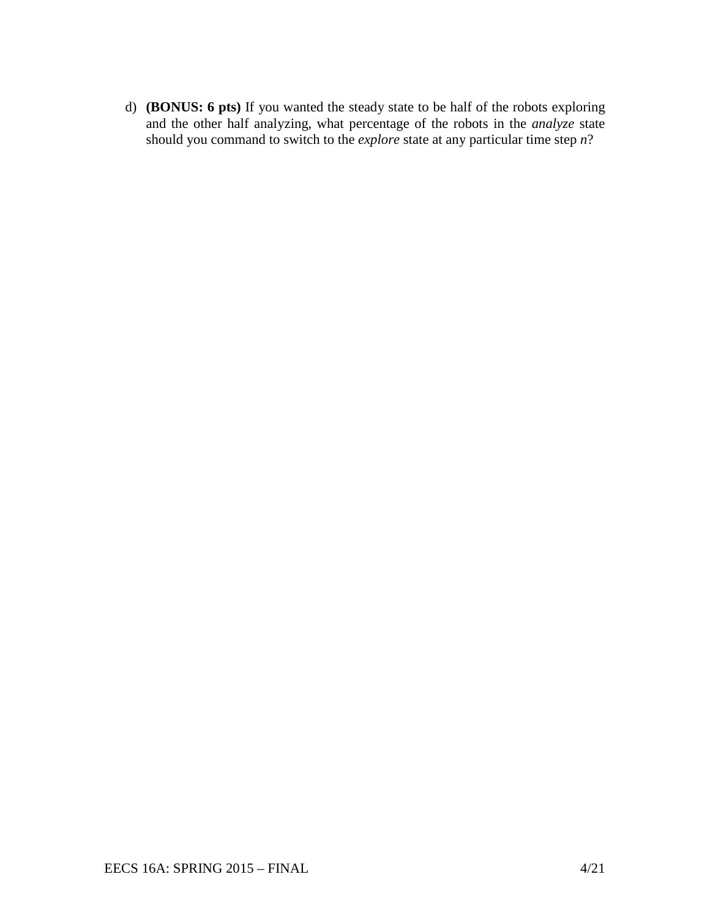d) **(BONUS: 6 pts)** If you wanted the steady state to be half of the robots exploring and the other half analyzing, what percentage of the robots in the *analyze* state should you command to switch to the *explore* state at any particular time step *n*?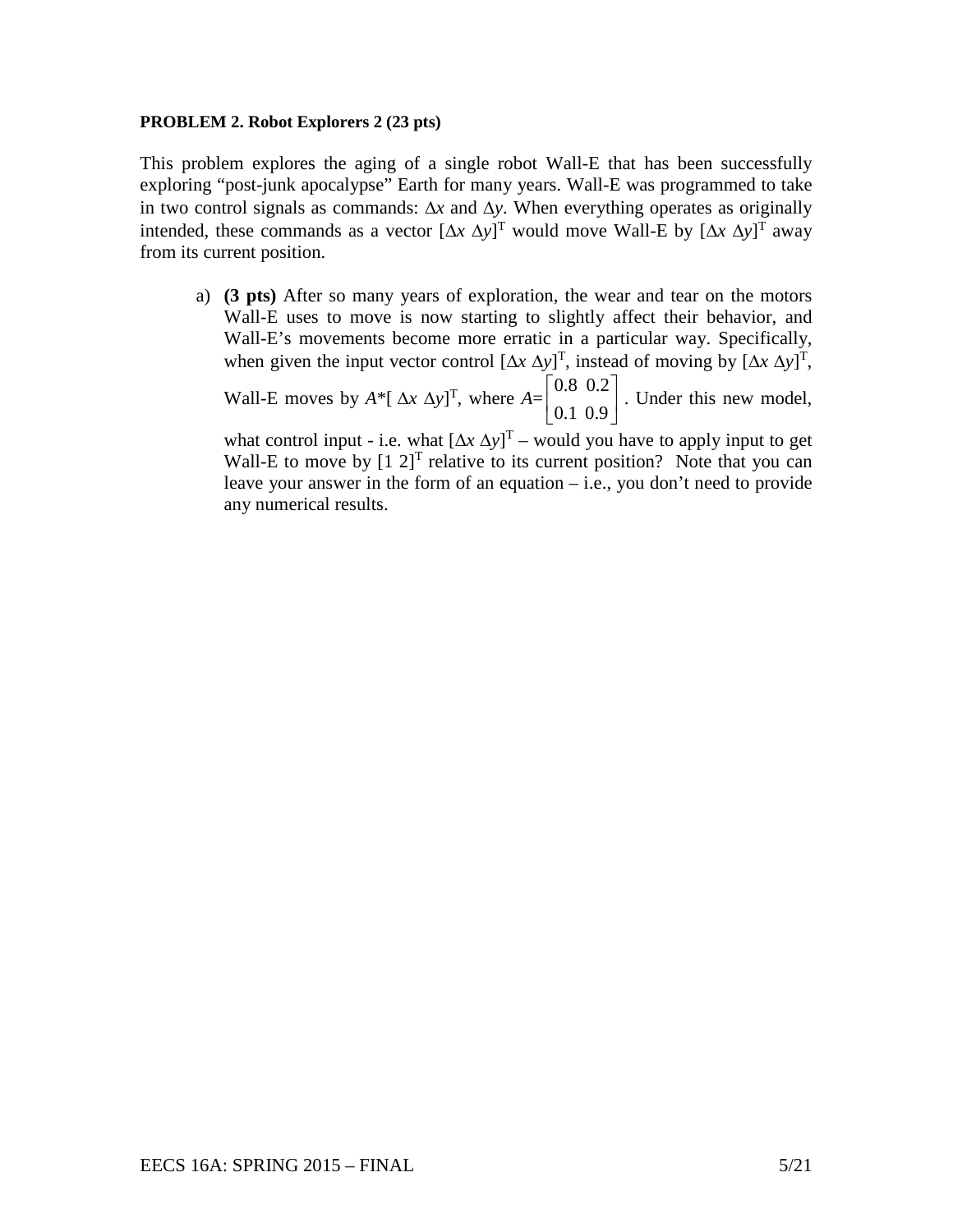**PROBLEM 2. Robot Explorers 2 (23 pts)**

This problem explores the aging of a single robot Wall-E that has been successfully exploring "post-junk apocalypse" Earth for many years. Wall-E was programmed to take in two control signals as commands: $\Delta x$ and $\Delta y$. When everything operates as originally intended, these commands as a vector $[\Delta x \ \Delta y]^T$ would move Wall-E by $[\Delta x \ \Delta y]^T$ away from its current position.

a) **(3 pts)** After so many years of exploration, the wear and tear on the motors Wall-E uses to move is now starting to slightly affect their behavior, and Wall-E's movements become more erratic in a particular way. Specifically, when given the input vector control $[\Delta x \ \Delta y]^T$, instead of moving by $[\Delta x \ \Delta y]^T$, Wall-E moves by $A*[\Delta x \ \Delta y]^T$, where $A=\begin{bmatrix} 0.8 & 0.2 \\ 0.1 & 0.9 \end{bmatrix}$. Under this new model, what control input - i.e. what $[\Delta x \ \Delta y]^T$ – would you have to apply input to get Wall-E to move by $[1 \ 2]^T$ relative to its current position? Note that you can leave your answer in the form of an equation – i.e., you don't need to provide any numerical results.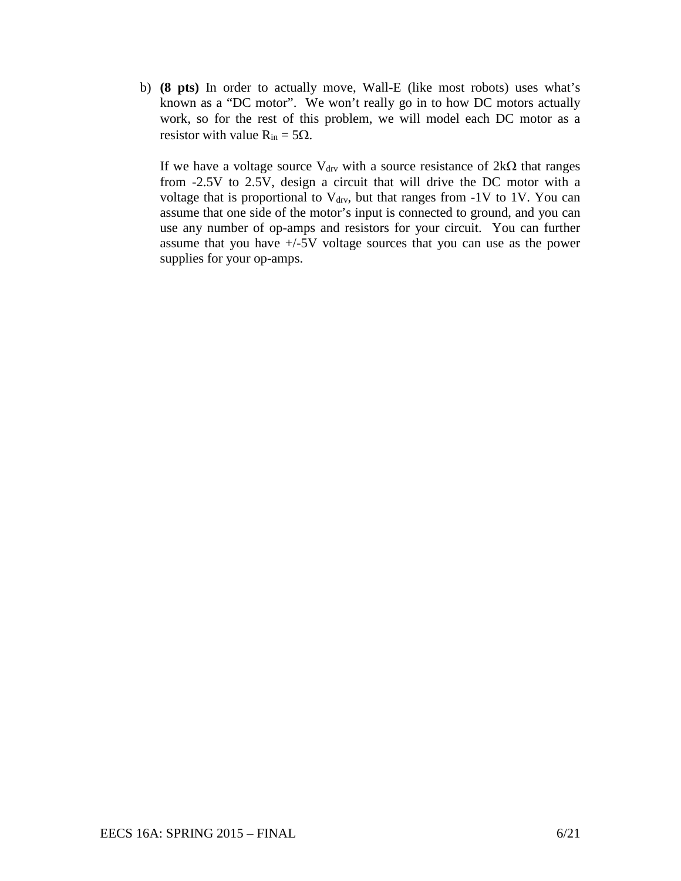b) **(8 pts)** In order to actually move, Wall-E (like most robots) uses what's known as a "DC motor". We won't really go in to how DC motors actually work, so for the rest of this problem, we will model each DC motor as a resistor with value $R_{in} = 5\Omega$.

If we have a voltage source $V_{drv}$ with a source resistance of $2k\Omega$ that ranges from -2.5V to 2.5V, design a circuit that will drive the DC motor with a voltage that is proportional to $V_{drv}$, but that ranges from -1V to 1V. You can assume that one side of the motor's input is connected to ground, and you can use any number of op-amps and resistors for your circuit. You can further assume that you have +/-5V voltage sources that you can use as the power supplies for your op-amps.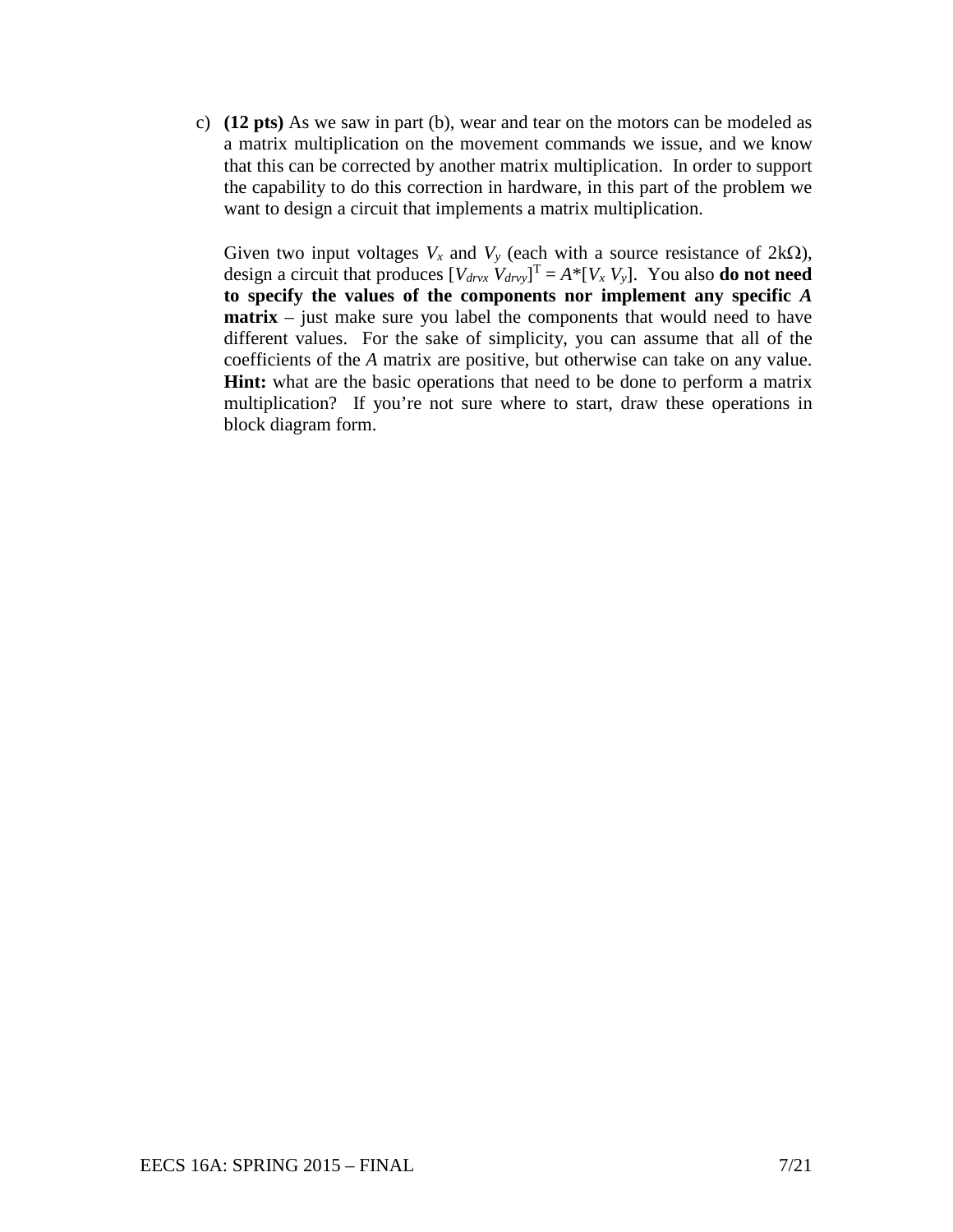c) **(12 pts)** As we saw in part (b), wear and tear on the motors can be modeled as a matrix multiplication on the movement commands we issue, and we know that this can be corrected by another matrix multiplication. In order to support the capability to do this correction in hardware, in this part of the problem we want to design a circuit that implements a matrix multiplication.

   Given two input voltages $V_x$ and $V_y$ (each with a source resistance of 2kΩ), design a circuit that produces $[V_{drvx}\ V_{drvy}]^T = A*[V_x\ V_y]$. You also **do not need to specify the values of the components nor implement any specific *A* matrix** – just make sure you label the components that would need to have different values. For the sake of simplicity, you can assume that all of the coefficients of the *A* matrix are positive, but otherwise can take on any value. **Hint:** what are the basic operations that need to be done to perform a matrix multiplication? If you're not sure where to start, draw these operations in block diagram form.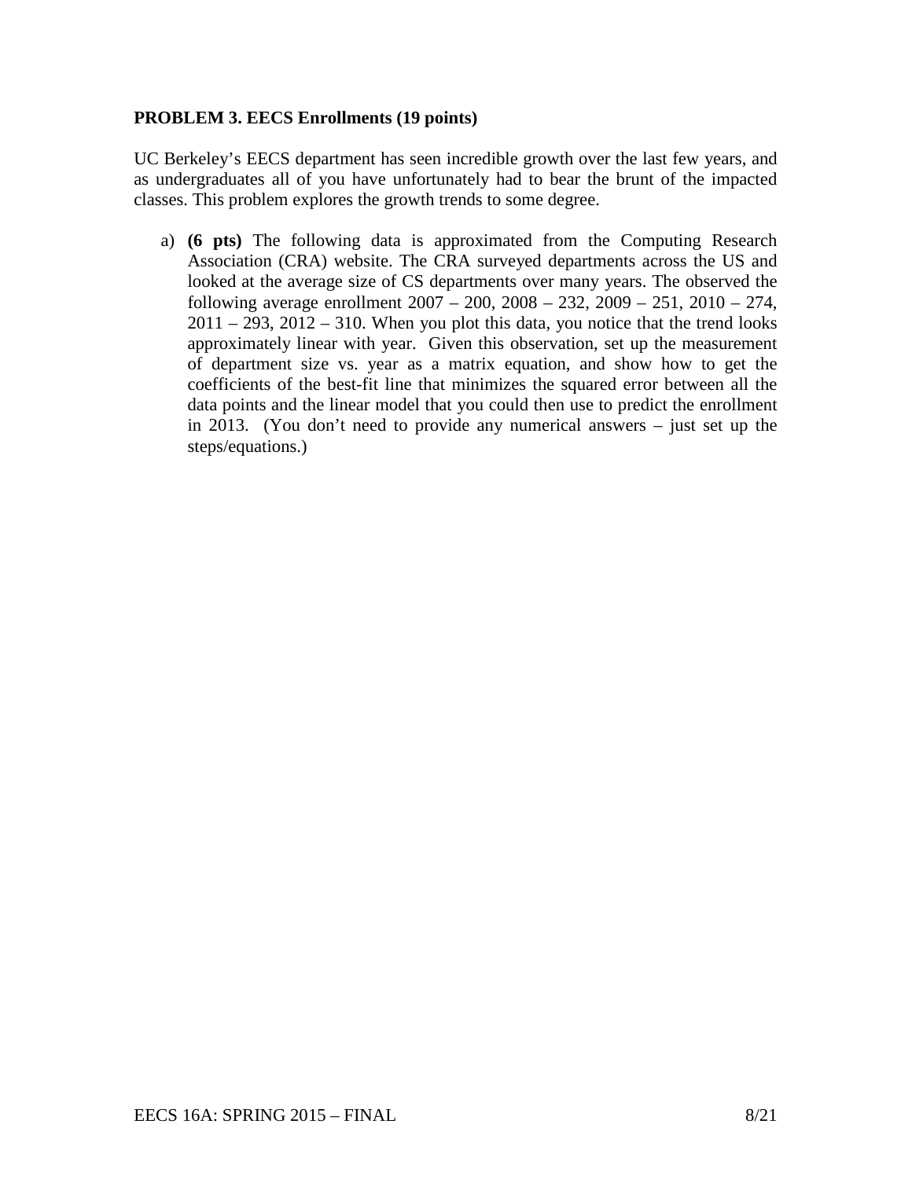**PROBLEM 3. EECS Enrollments (19 points)**

UC Berkeley's EECS department has seen incredible growth over the last few years, and as undergraduates all of you have unfortunately had to bear the brunt of the impacted classes. This problem explores the growth trends to some degree.

a) **(6 pts)** The following data is approximated from the Computing Research Association (CRA) website. The CRA surveyed departments across the US and looked at the average size of CS departments over many years. The observed the following average enrollment 2007 – 200, 2008 – 232, 2009 – 251, 2010 – 274, 2011 – 293, 2012 – 310. When you plot this data, you notice that the trend looks approximately linear with year. Given this observation, set up the measurement of department size vs. year as a matrix equation, and show how to get the coefficients of the best-fit line that minimizes the squared error between all the data points and the linear model that you could then use to predict the enrollment in 2013. (You don't need to provide any numerical answers – just set up the steps/equations.)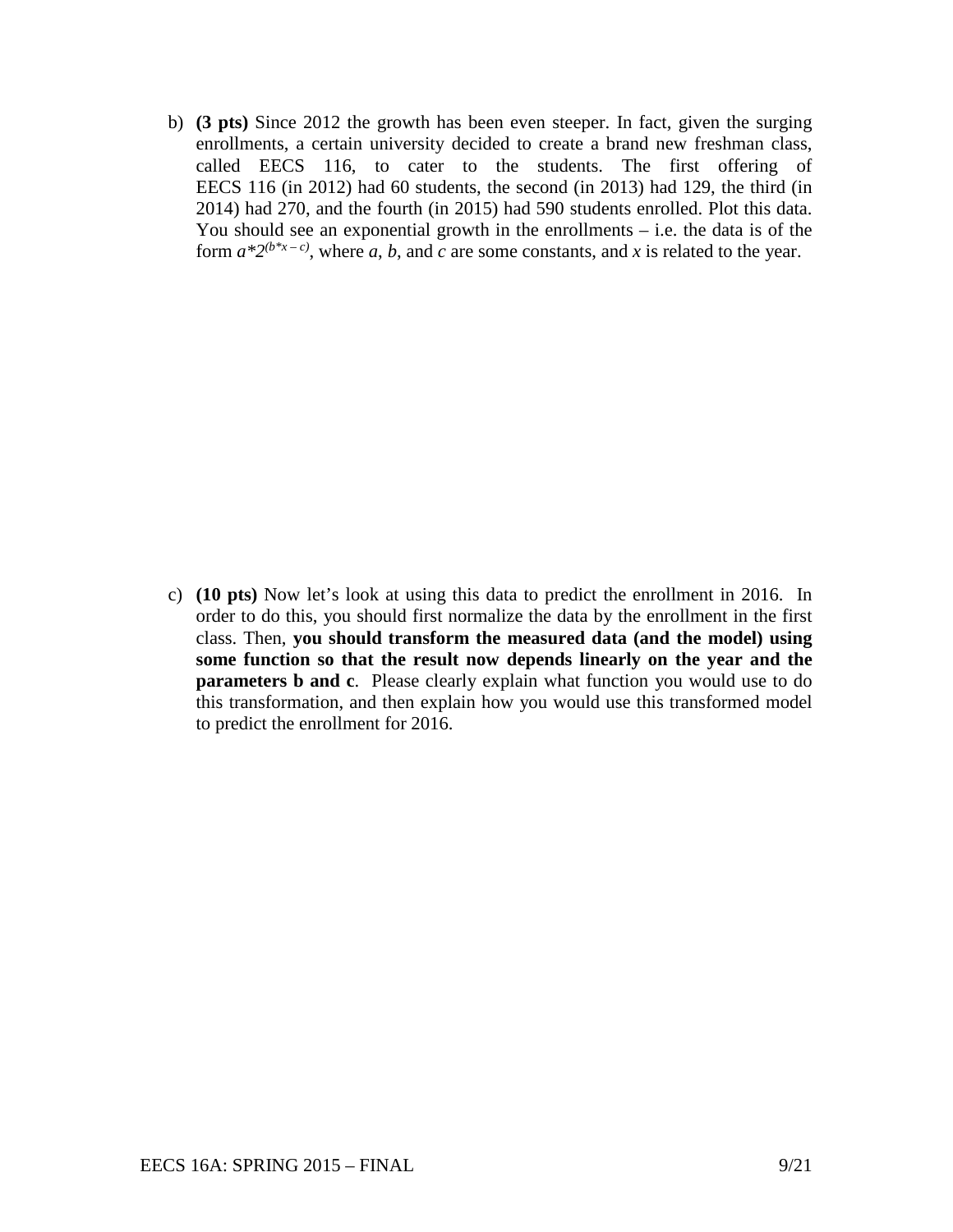b) **(3 pts)** Since 2012 the growth has been even steeper. In fact, given the surging enrollments, a certain university decided to create a brand new freshman class, called EECS 116, to cater to the students. The first offering of EECS 116 (in 2012) had 60 students, the second (in 2013) had 129, the third (in 2014) had 270, and the fourth (in 2015) had 590 students enrolled. Plot this data. You should see an exponential growth in the enrollments – i.e. the data is of the form $a*2^{(b*x-c)}$, where $a$, $b$, and $c$ are some constants, and $x$ is related to the year.

c) **(10 pts)** Now let's look at using this data to predict the enrollment in 2016. In order to do this, you should first normalize the data by the enrollment in the first class. Then, **you should transform the measured data (and the model) using some function so that the result now depends linearly on the year and the parameters b and c**. Please clearly explain what function you would use to do this transformation, and then explain how you would use this transformed model to predict the enrollment for 2016.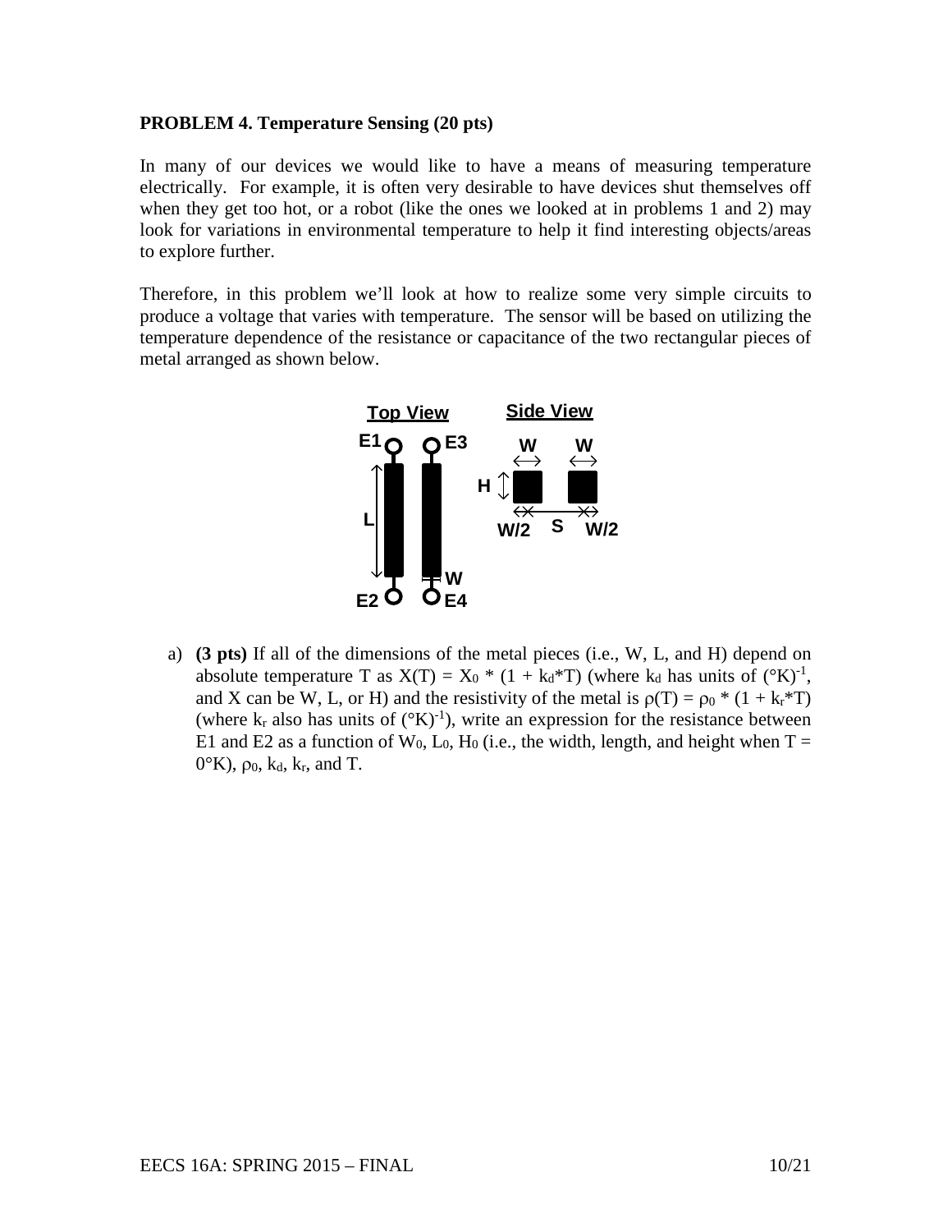**PROBLEM 4. Temperature Sensing (20 pts)**

In many of our devices we would like to have a means of measuring temperature electrically. For example, it is often very desirable to have devices shut themselves off when they get too hot, or a robot (like the ones we looked at in problems 1 and 2) may look for variations in environmental temperature to help it find interesting objects/areas to explore further.

Therefore, in this problem we'll look at how to realize some very simple circuits to produce a voltage that varies with temperature. The sensor will be based on utilizing the temperature dependence of the resistance or capacitance of the two rectangular pieces of metal arranged as shown below.

a) **(3 pts)** If all of the dimensions of the metal pieces (i.e., W, L, and H) depend on absolute temperature T as $X(T) = X_0 * (1 + k_d*T)$ (where $k_d$ has units of $(°K)^{-1}$, and X can be W, L, or H) and the resistivity of the metal is $\rho(T) = \rho_0 * (1 + k_r*T)$ (where $k_r$ also has units of $(°K)^{-1}$), write an expression for the resistance between E1 and E2 as a function of $W_0$, $L_0$, $H_0$ (i.e., the width, length, and height when T = 0°K), $\rho_0$, $k_d$, $k_r$, and T.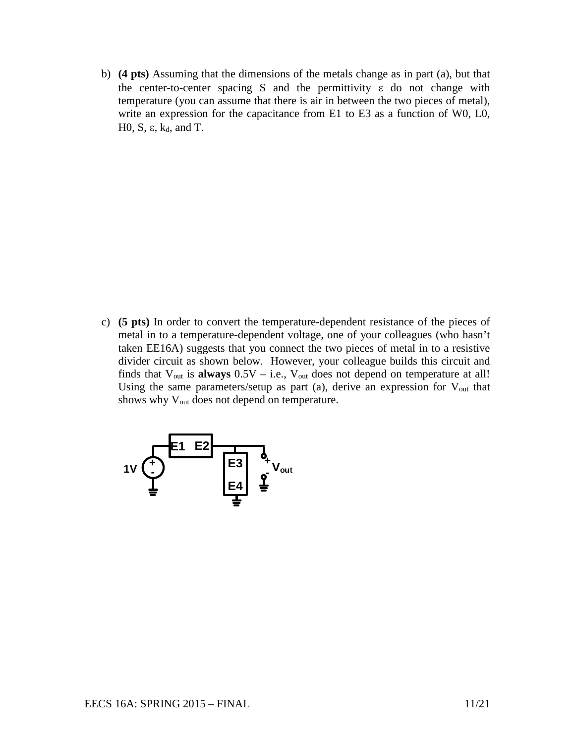b) **(4 pts)** Assuming that the dimensions of the metals change as in part (a), but that the center-to-center spacing S and the permittivity $\varepsilon$ do not change with temperature (you can assume that there is air in between the two pieces of metal), write an expression for the capacitance from E1 to E3 as a function of W0, L0, H0, S, $\varepsilon$, $k_d$, and T.

c) **(5 pts)** In order to convert the temperature-dependent resistance of the pieces of metal in to a temperature-dependent voltage, one of your colleagues (who hasn't taken EE16A) suggests that you connect the two pieces of metal in to a resistive divider circuit as shown below. However, your colleague builds this circuit and finds that $V_{out}$ is **always** 0.5V – i.e., $V_{out}$ does not depend on temperature at all! Using the same parameters/setup as part (a), derive an expression for $V_{out}$ that shows why $V_{out}$ does not depend on temperature.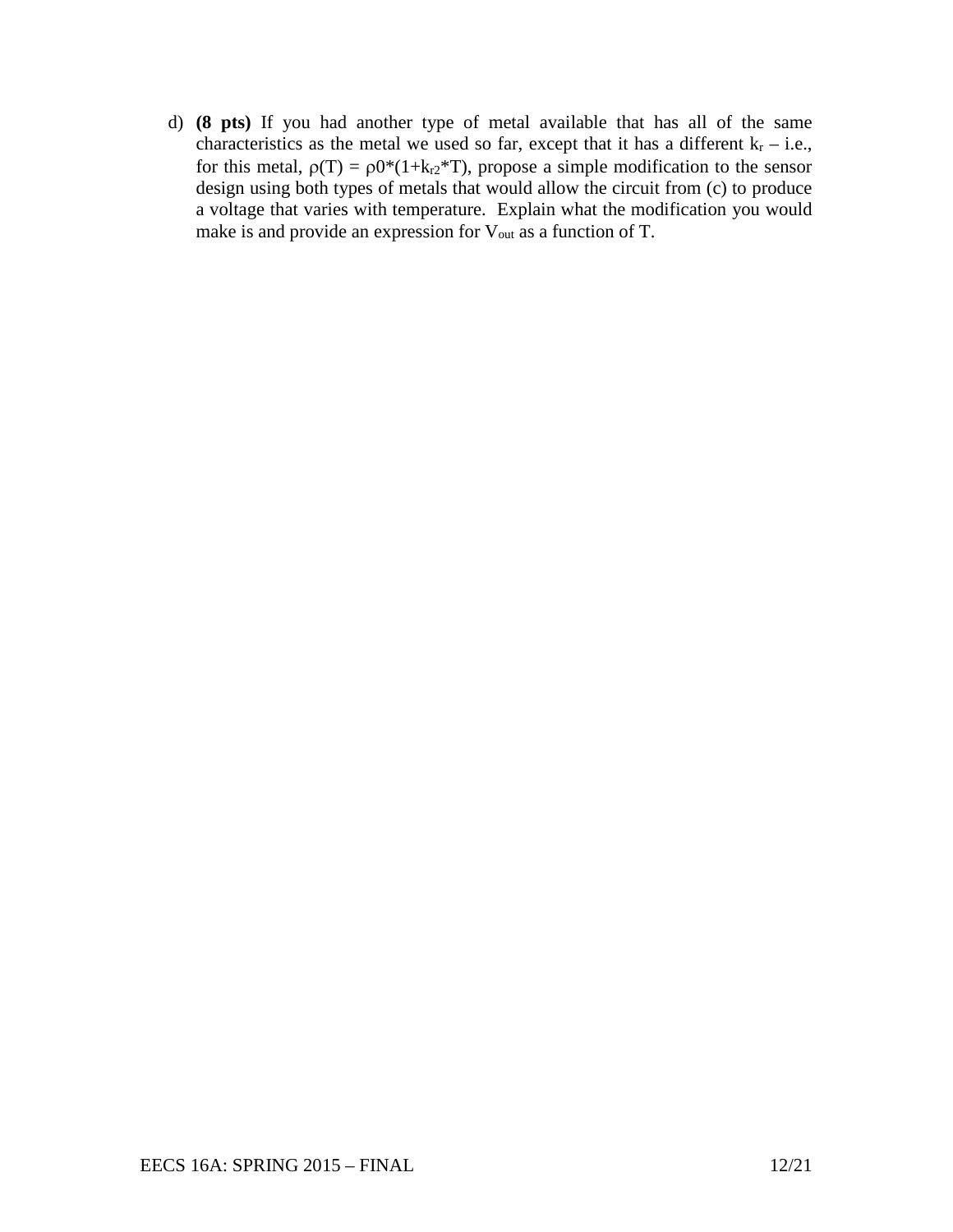d) **(8 pts)** If you had another type of metal available that has all of the same characteristics as the metal we used so far, except that it has a different $k_r$ – i.e., for this metal, $\rho(T) = \rho 0*(1+k_{r2}*T)$, propose a simple modification to the sensor design using both types of metals that would allow the circuit from (c) to produce a voltage that varies with temperature. Explain what the modification you would make is and provide an expression for $V_{out}$ as a function of T.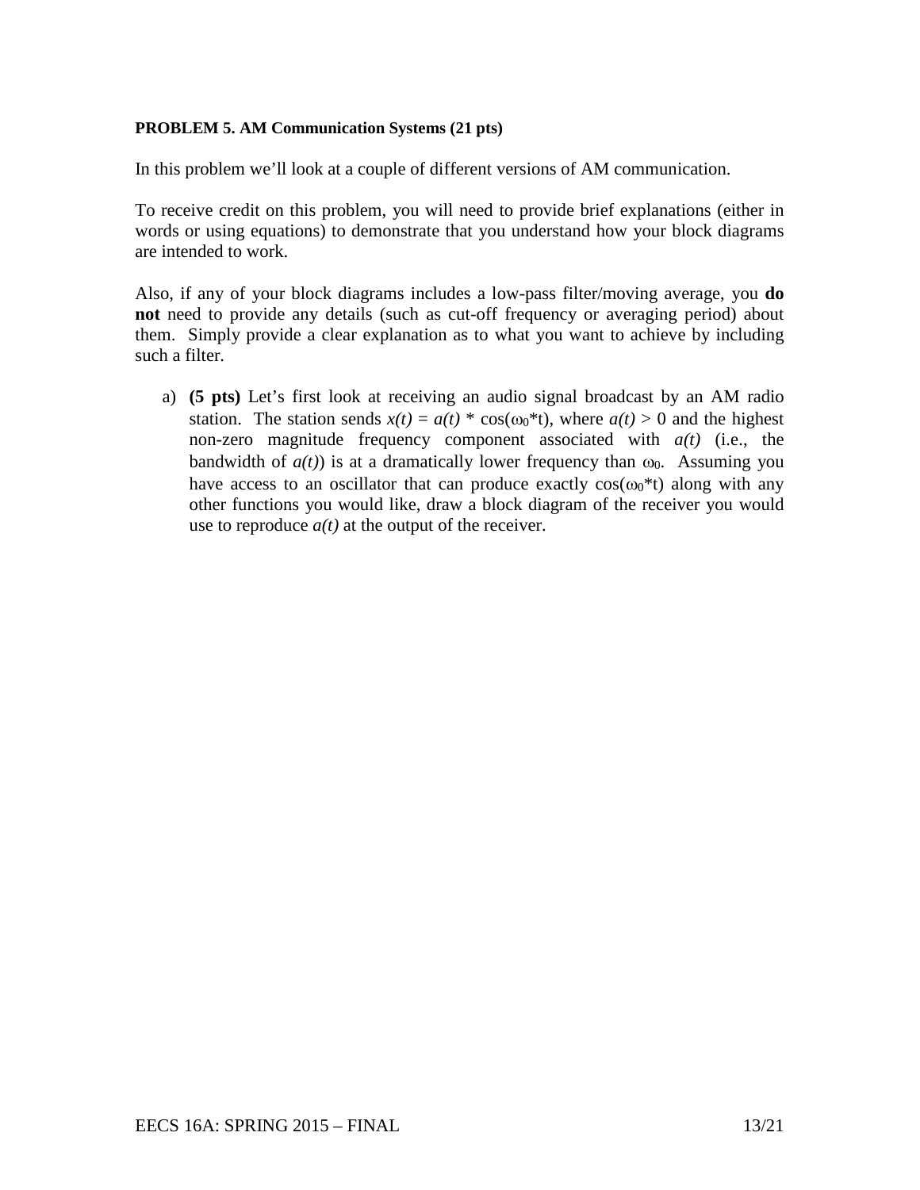**PROBLEM 5. AM Communication Systems (21 pts)**

In this problem we'll look at a couple of different versions of AM communication.

To receive credit on this problem, you will need to provide brief explanations (either in words or using equations) to demonstrate that you understand how your block diagrams are intended to work.

Also, if any of your block diagrams includes a low-pass filter/moving average, you **do not** need to provide any details (such as cut-off frequency or averaging period) about them. Simply provide a clear explanation as to what you want to achieve by including such a filter.

a) **(5 pts)** Let's first look at receiving an audio signal broadcast by an AM radio station. The station sends $x(t) = a(t) * \cos(\omega_0 * t)$, where $a(t) > 0$ and the highest non-zero magnitude frequency component associated with $a(t)$ (i.e., the bandwidth of $a(t)$) is at a dramatically lower frequency than $\omega_0$. Assuming you have access to an oscillator that can produce exactly $\cos(\omega_0 * t)$ along with any other functions you would like, draw a block diagram of the receiver you would use to reproduce $a(t)$ at the output of the receiver.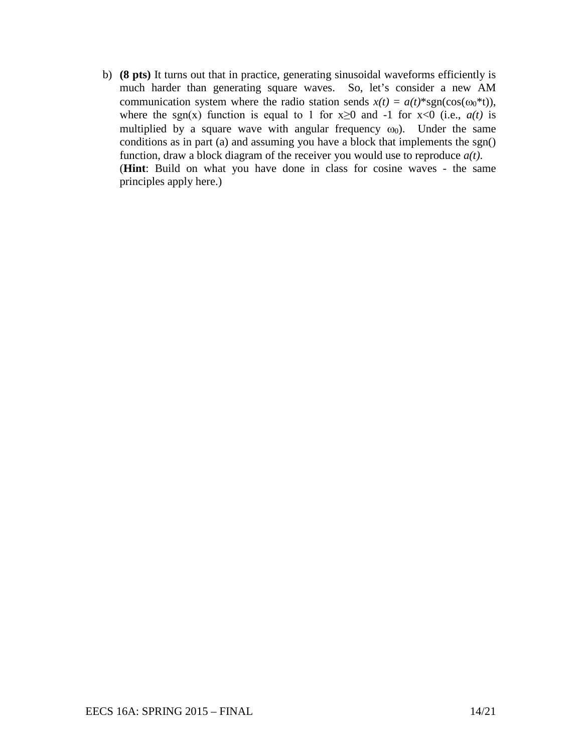b) **(8 pts)** It turns out that in practice, generating sinusoidal waveforms efficiently is much harder than generating square waves. So, let's consider a new AM communication system where the radio station sends $x(t) = a(t)$*sgn(cos($\omega_0$*t)), where the sgn(x) function is equal to 1 for $x \geq 0$ and -1 for $x<0$ (i.e., $a(t)$ is multiplied by a square wave with angular frequency $\omega_0$). Under the same conditions as in part (a) and assuming you have a block that implements the sgn() function, draw a block diagram of the receiver you would use to reproduce $a(t)$.
(**Hint**: Build on what you have done in class for cosine waves - the same principles apply here.)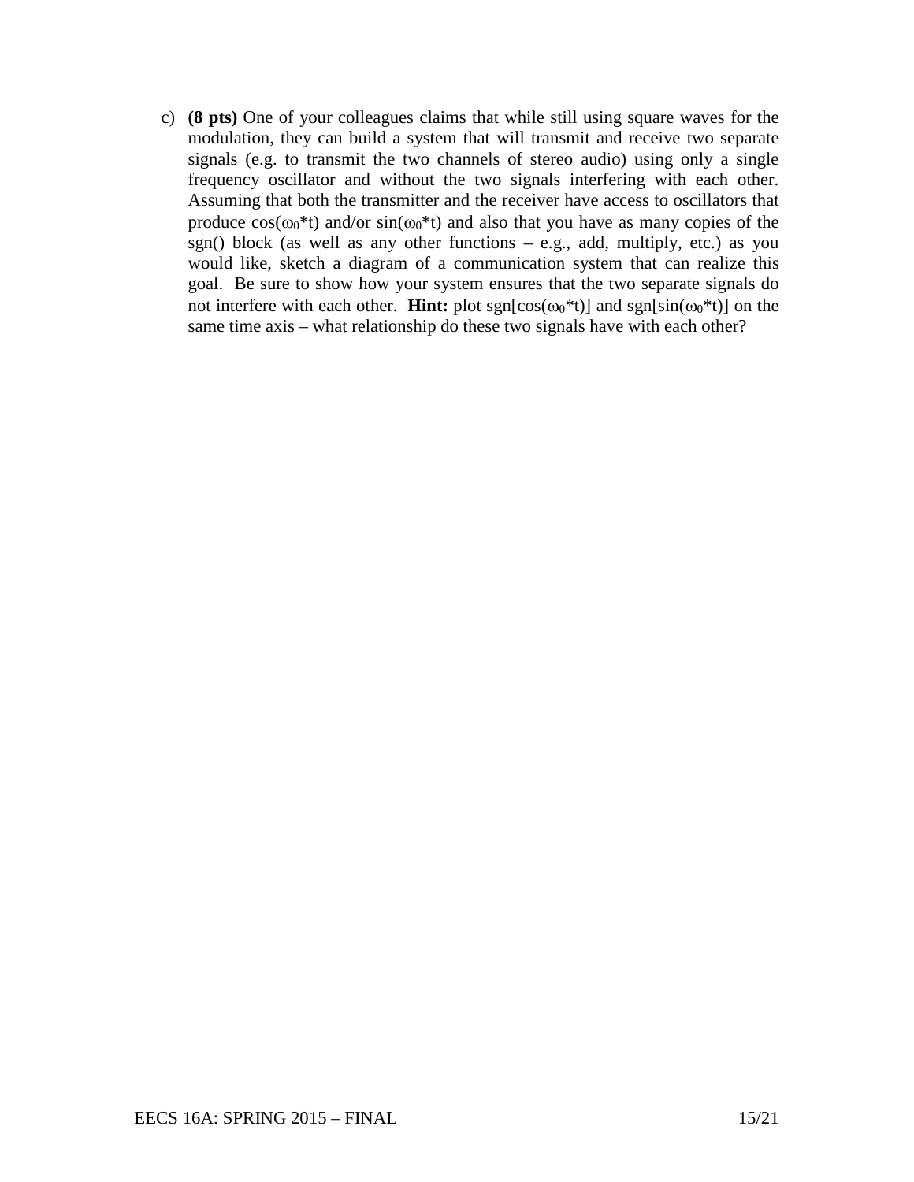c) **(8 pts)** One of your colleagues claims that while still using square waves for the modulation, they can build a system that will transmit and receive two separate signals (e.g. to transmit the two channels of stereo audio) using only a single frequency oscillator and without the two signals interfering with each other. Assuming that both the transmitter and the receiver have access to oscillators that produce $\cos(\omega_0 * t)$ and/or $\sin(\omega_0 * t)$ and also that you have as many copies of the sgn() block (as well as any other functions – e.g., add, multiply, etc.) as you would like, sketch a diagram of a communication system that can realize this goal. Be sure to show how your system ensures that the two separate signals do not interfere with each other. **Hint:** plot $\text{sgn}[\cos(\omega_0 * t)]$ and $\text{sgn}[\sin(\omega_0 * t)]$ on the same time axis – what relationship do these two signals have with each other?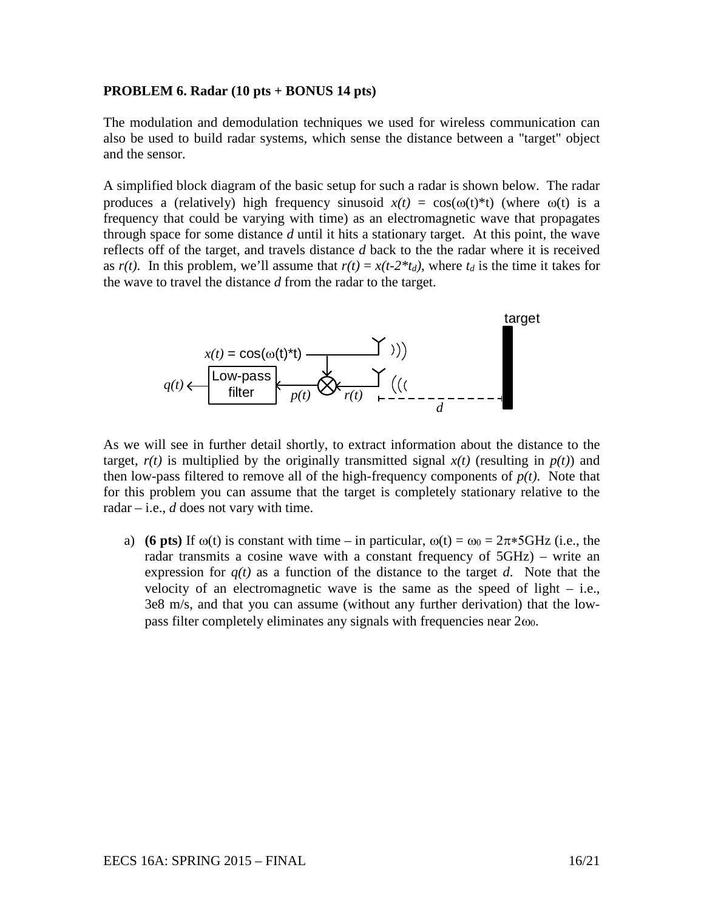**PROBLEM 6. Radar (10 pts + BONUS 14 pts)**

The modulation and demodulation techniques we used for wireless communication can also be used to build radar systems, which sense the distance between a "target" object and the sensor.

A simplified block diagram of the basic setup for such a radar is shown below. The radar produces a (relatively) high frequency sinusoid $x(t) = \cos(\omega(t)*t)$ (where $\omega(t)$ is a frequency that could be varying with time) as an electromagnetic wave that propagates through space for some distance $d$ until it hits a stationary target. At this point, the wave reflects off of the target, and travels distance $d$ back to the the radar where it is received as $r(t)$. In this problem, we'll assume that $r(t) = x(t-2*t_d)$, where $t_d$ is the time it takes for the wave to travel the distance $d$ from the radar to the target.

As we will see in further detail shortly, to extract information about the distance to the target, $r(t)$ is multiplied by the originally transmitted signal $x(t)$ (resulting in $p(t)$) and then low-pass filtered to remove all of the high-frequency components of $p(t)$. Note that for this problem you can assume that the target is completely stationary relative to the radar – i.e., $d$ does not vary with time.

a) **(6 pts)** If $\omega(t)$ is constant with time – in particular, $\omega(t) = \omega_0 = 2\pi*5\text{GHz}$ (i.e., the radar transmits a cosine wave with a constant frequency of 5GHz) – write an expression for $q(t)$ as a function of the distance to the target $d$. Note that the velocity of an electromagnetic wave is the same as the speed of light – i.e., 3e8 m/s, and that you can assume (without any further derivation) that the low-pass filter completely eliminates any signals with frequencies near $2\omega_0$.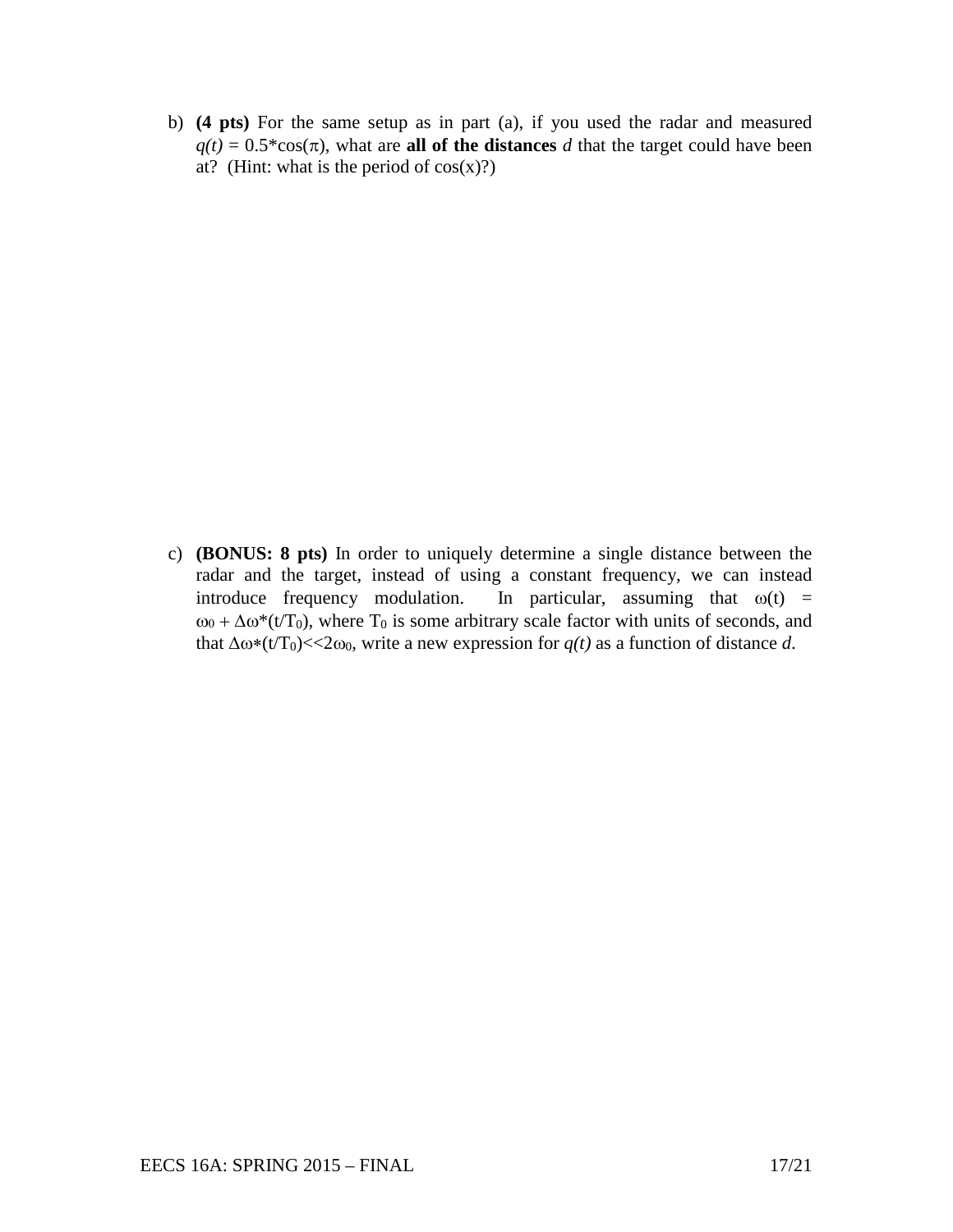b) **(4 pts)** For the same setup as in part (a), if you used the radar and measured *q(t)* = 0.5*cos($\pi$), what are **all of the distances** *d* that the target could have been at? (Hint: what is the period of cos(x)?)

c) **(BONUS: 8 pts)** In order to uniquely determine a single distance between the radar and the target, instead of using a constant frequency, we can instead introduce frequency modulation. In particular, assuming that $\omega(t) = \omega_0 + \Delta\omega*(t/T_0)$, where $T_0$ is some arbitrary scale factor with units of seconds, and that $\Delta\omega*(t/T_0) << 2\omega_0$, write a new expression for *q(t)* as a function of distance *d*.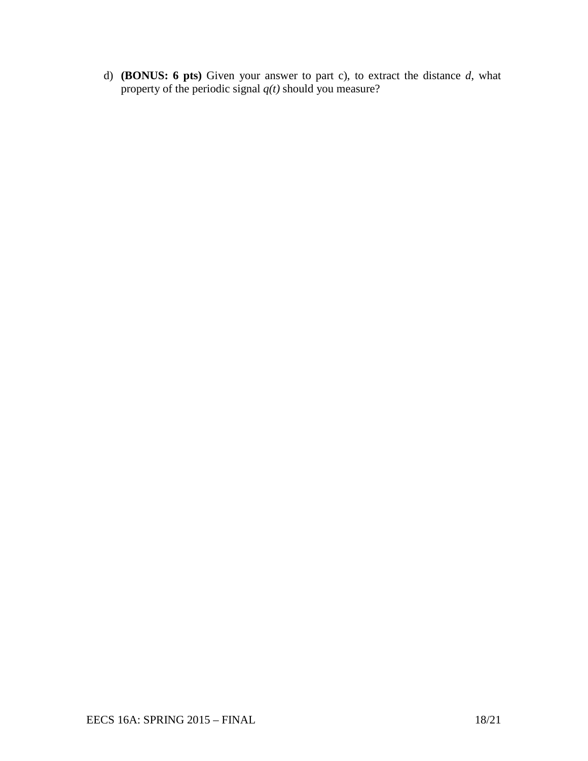d) **(BONUS: 6 pts)** Given your answer to part c), to extract the distance $d$, what property of the periodic signal $q(t)$ should you measure?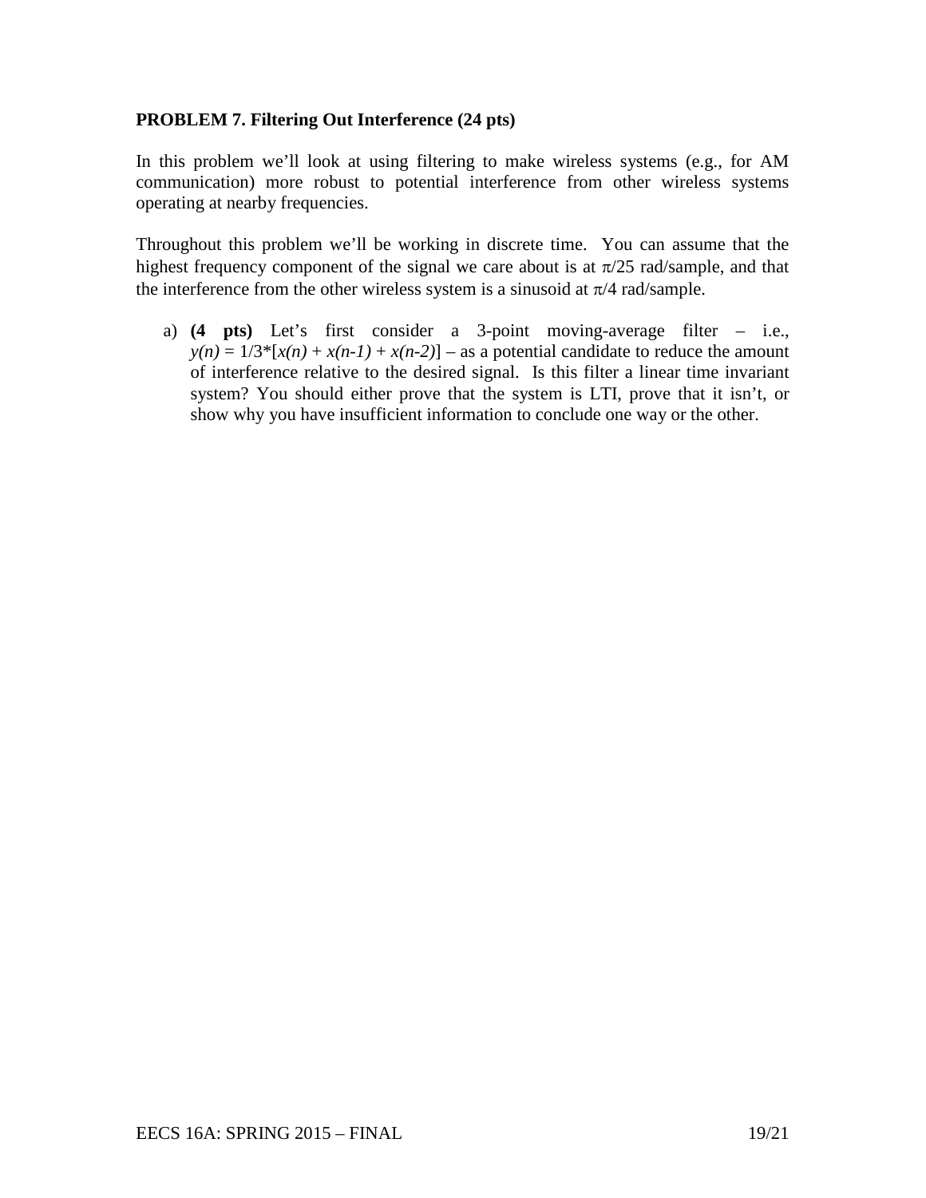**PROBLEM 7. Filtering Out Interference (24 pts)**

In this problem we'll look at using filtering to make wireless systems (e.g., for AM communication) more robust to potential interference from other wireless systems operating at nearby frequencies.

Throughout this problem we'll be working in discrete time. You can assume that the highest frequency component of the signal we care about is at $\pi/25$ rad/sample, and that the interference from the other wireless system is a sinusoid at $\pi/4$ rad/sample.

a) **(4 pts)** Let's first consider a 3-point moving-average filter – i.e., $y(n) = 1/3*[x(n) + x(n-1) + x(n-2)]$ – as a potential candidate to reduce the amount of interference relative to the desired signal. Is this filter a linear time invariant system? You should either prove that the system is LTI, prove that it isn't, or show why you have insufficient information to conclude one way or the other.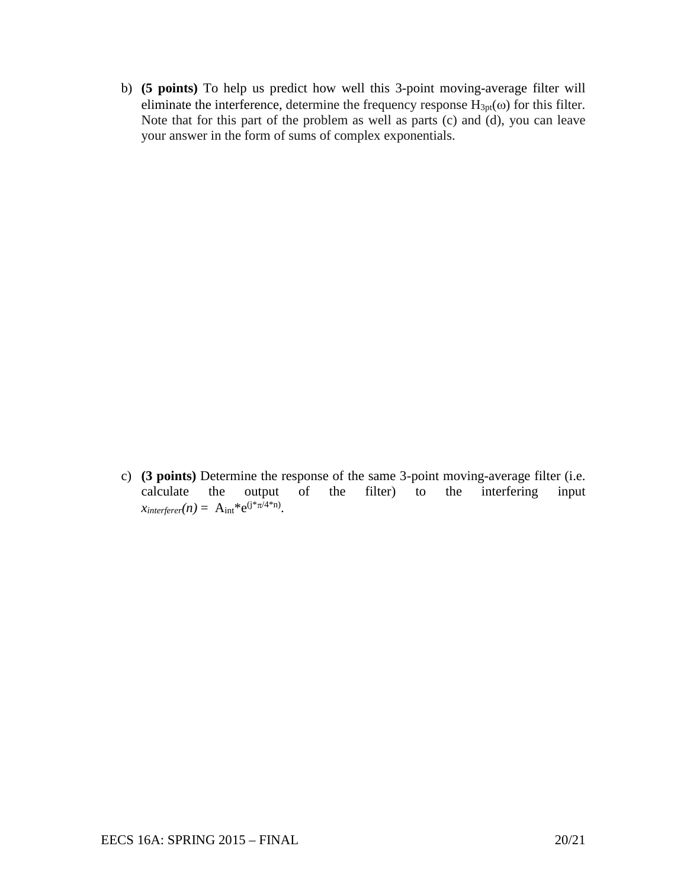b) **(5 points)** To help us predict how well this 3-point moving-average filter will eliminate the interference, determine the frequency response $H_{3pt}(\omega)$ for this filter. Note that for this part of the problem as well as parts (c) and (d), you can leave your answer in the form of sums of complex exponentials.

c) **(3 points)** Determine the response of the same 3-point moving-average filter (i.e. calculate the output of the filter) to the interfering input $x_{interferer}(n) = A_{int} * e^{(j*\pi/4*n)}$.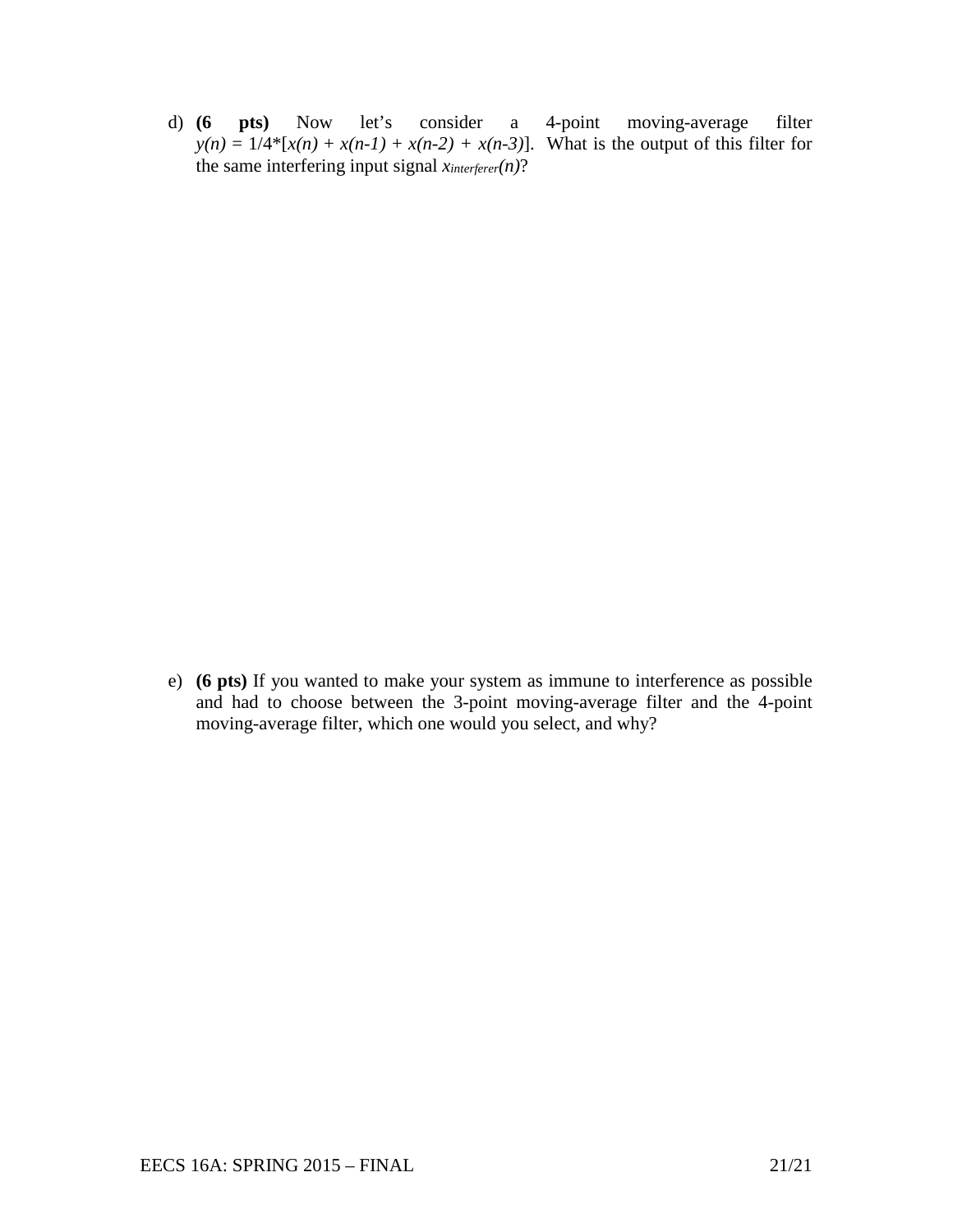d) **(6 pts)** Now let's consider a 4-point moving-average filter $y(n) = 1/4*[x(n) + x(n-1) + x(n-2) + x(n-3)]$. What is the output of this filter for the same interfering input signal $x_{interferer}(n)$?

e) **(6 pts)** If you wanted to make your system as immune to interference as possible and had to choose between the 3-point moving-average filter and the 4-point moving-average filter, which one would you select, and why?